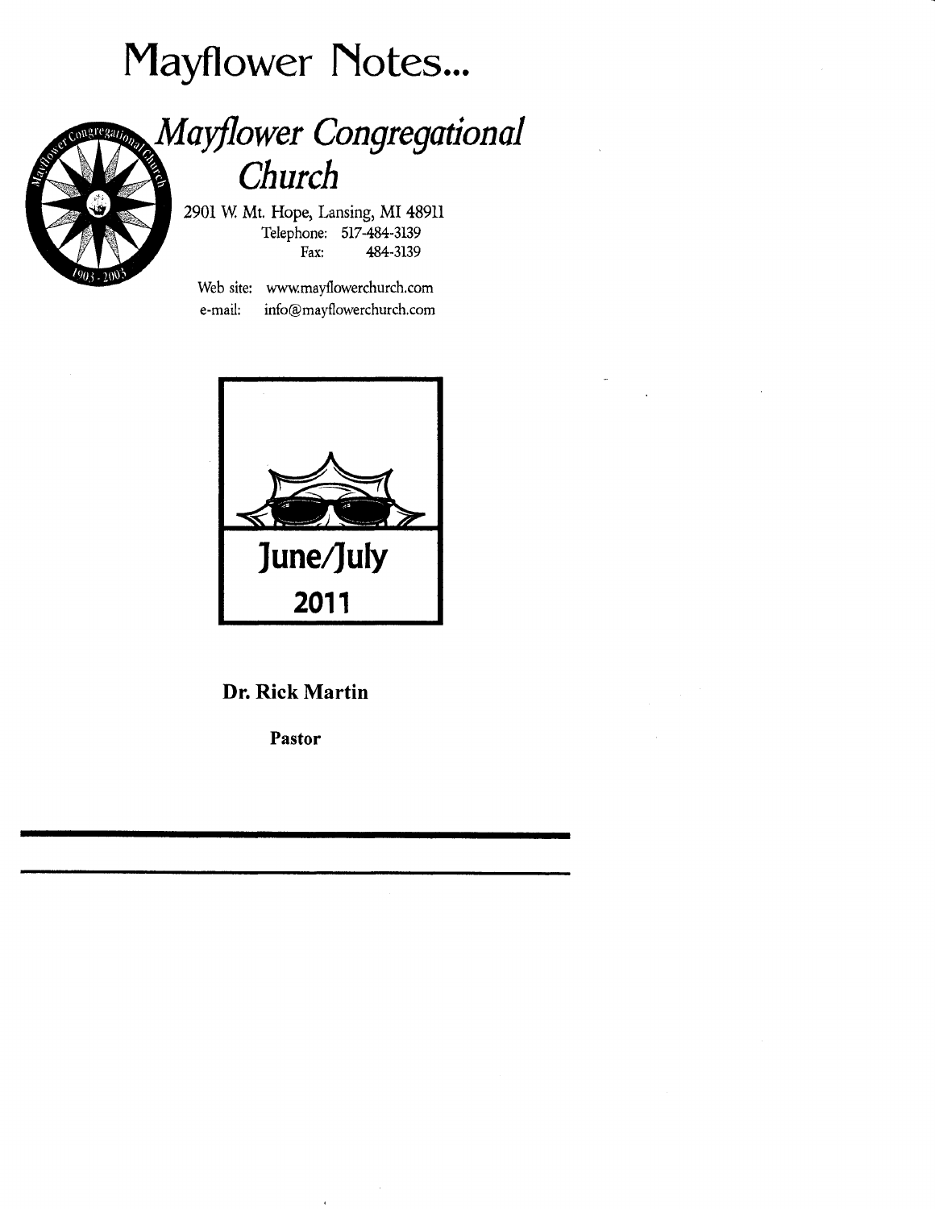# Mayflower Notes...

## *Mayflower Congregational Church*

2901 W. Mt. Hope, Lansing, MI 48911
Telephone: 517-484-3139
Fax: 484-3139

Web site: www.mayflowerchurch.com
e-mail: info@mayflowerchurch.com

**June/July**

**2011**

**Dr. Rick Martin**

**Pastor**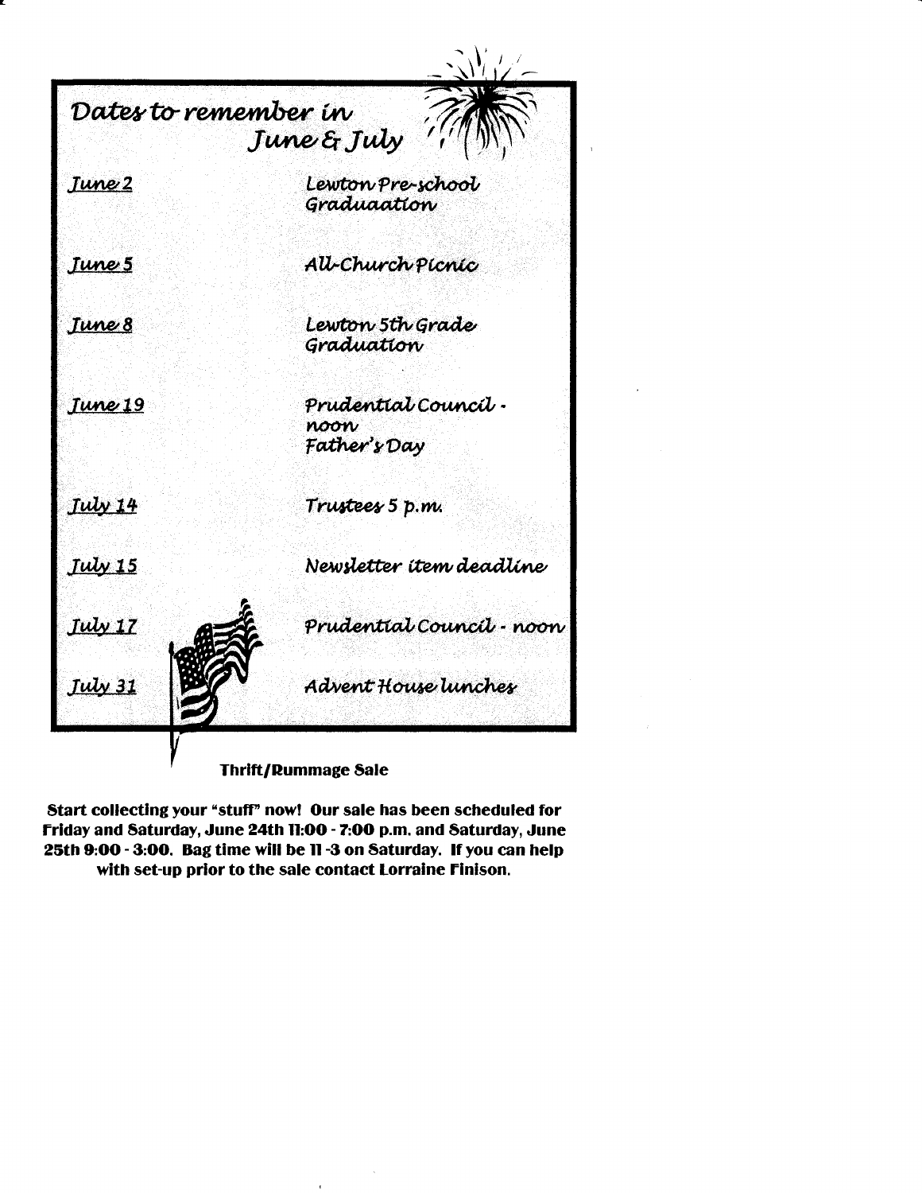## Dates to remember in June & July

| | |
|---|---|
| June 2 | Lewton Pre-school Graduaation |
| June 5 | All-Church Picnic |
| June 8 | Lewton 5th Grade Graduation |
| June 19 | Prudential Council - noon<br>Father's Day |
| July 14 | Trustees 5 p.m. |
| July 15 | Newsletter item deadline |
| July 17 | Prudential Council - noon |
| July 31 | Advent House lunches |

**Thrift/Rummage Sale**

**Start collecting your "stuff" now! Our sale has been scheduled for Friday and Saturday, June 24th 11:00 - 7:00 p.m. and Saturday, June 25th 9:00 - 3:00. Bag time will be 11 -3 on Saturday. If you can help with set-up prior to the sale contact Lorraine Finison.**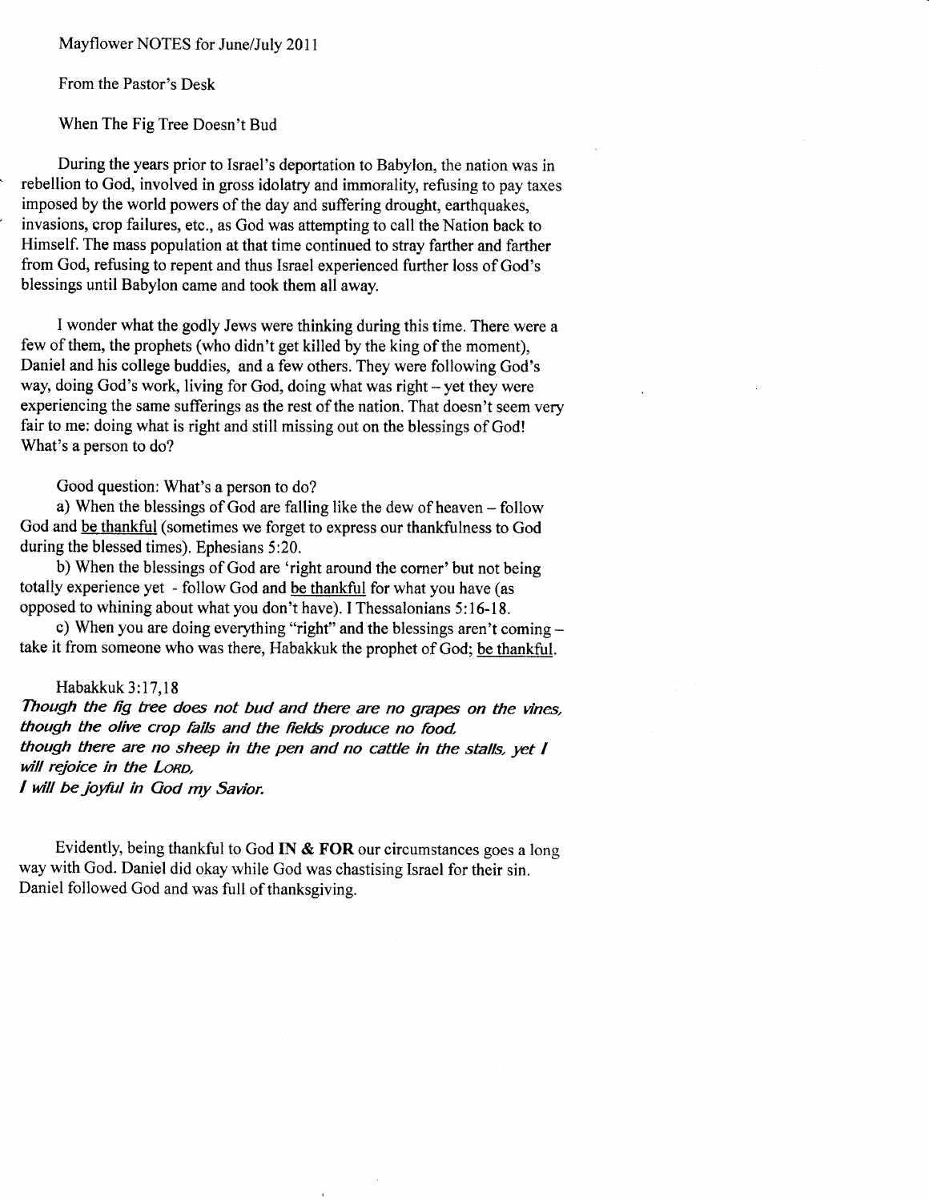Mayflower NOTES for June/July 2011

From the Pastor's Desk

## When The Fig Tree Doesn't Bud

During the years prior to Israel's deportation to Babylon, the nation was in rebellion to God, involved in gross idolatry and immorality, refusing to pay taxes imposed by the world powers of the day and suffering drought, earthquakes, invasions, crop failures, etc., as God was attempting to call the Nation back to Himself. The mass population at that time continued to stray farther and farther from God, refusing to repent and thus Israel experienced further loss of God's blessings until Babylon came and took them all away.

I wonder what the godly Jews were thinking during this time. There were a few of them, the prophets (who didn't get killed by the king of the moment), Daniel and his college buddies, and a few others. They were following God's way, doing God's work, living for God, doing what was right – yet they were experiencing the same sufferings as the rest of the nation. That doesn't seem very fair to me: doing what is right and still missing out on the blessings of God! What's a person to do?

Good question: What's a person to do?

a) When the blessings of God are falling like the dew of heaven – follow God and <u>be thankful</u> (sometimes we forget to express our thankfulness to God during the blessed times). Ephesians 5:20.

b) When the blessings of God are 'right around the corner' but not being totally experience yet - follow God and <u>be thankful</u> for what you have (as opposed to whining about what you don't have). I Thessalonians 5:16-18.

c) When you are doing everything "right" and the blessings aren't coming – take it from someone who was there, Habakkuk the prophet of God; <u>be thankful</u>.

Habakkuk 3:17,18

***Though the fig tree does not bud and there are no grapes on the vines, though the olive crop fails and the fields produce no food, though there are no sheep in the pen and no cattle in the stalls, yet I will rejoice in the LORD, I will be joyful in God my Savior.***

Evidently, being thankful to God **IN & FOR** our circumstances goes a long way with God. Daniel did okay while God was chastising Israel for their sin. Daniel followed God and was full of thanksgiving.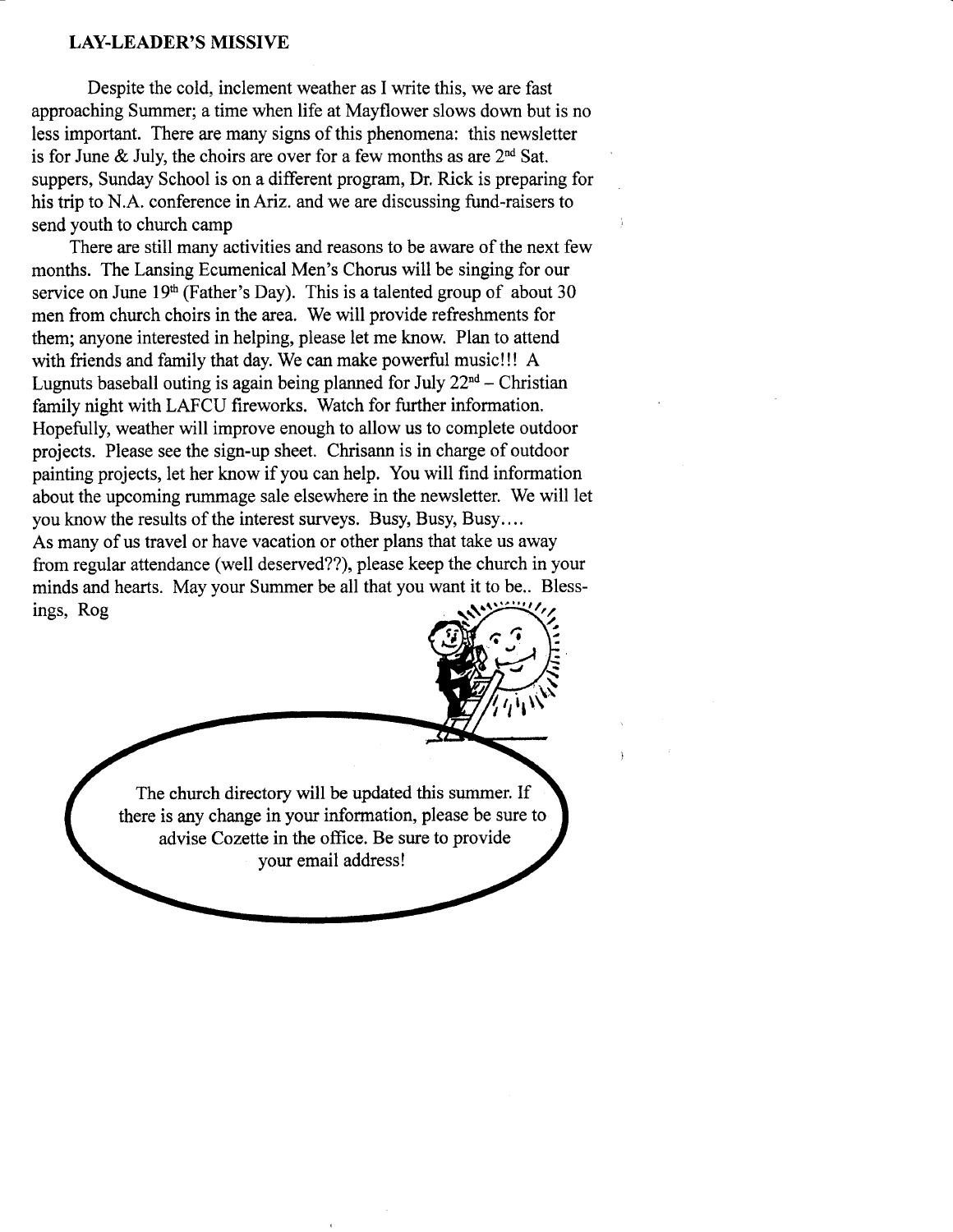**LAY-LEADER'S MISSIVE**

Despite the cold, inclement weather as I write this, we are fast approaching Summer; a time when life at Mayflower slows down but is no less important. There are many signs of this phenomena: this newsletter is for June & July, the choirs are over for a few months as are 2nd Sat. suppers, Sunday School is on a different program, Dr. Rick is preparing for his trip to N.A. conference in Ariz. and we are discussing fund-raisers to send youth to church camp

There are still many activities and reasons to be aware of the next few months. The Lansing Ecumenical Men's Chorus will be singing for our service on June 19th (Father's Day). This is a talented group of about 30 men from church choirs in the area. We will provide refreshments for them; anyone interested in helping, please let me know. Plan to attend with friends and family that day. We can make powerful music!!! A Lugnuts baseball outing is again being planned for July 22nd – Christian family night with LAFCU fireworks. Watch for further information. Hopefully, weather will improve enough to allow us to complete outdoor projects. Please see the sign-up sheet. Chrisann is in charge of outdoor painting projects, let her know if you can help. You will find information about the upcoming rummage sale elsewhere in the newsletter. We will let you know the results of the interest surveys. Busy, Busy, Busy….
As many of us travel or have vacation or other plans that take us away from regular attendance (well deserved??), please keep the church in your minds and hearts. May your Summer be all that you want it to be.. Blessings, Rog

The church directory will be updated this summer. If there is any change in your information, please be sure to advise Cozette in the office. Be sure to provide your email address!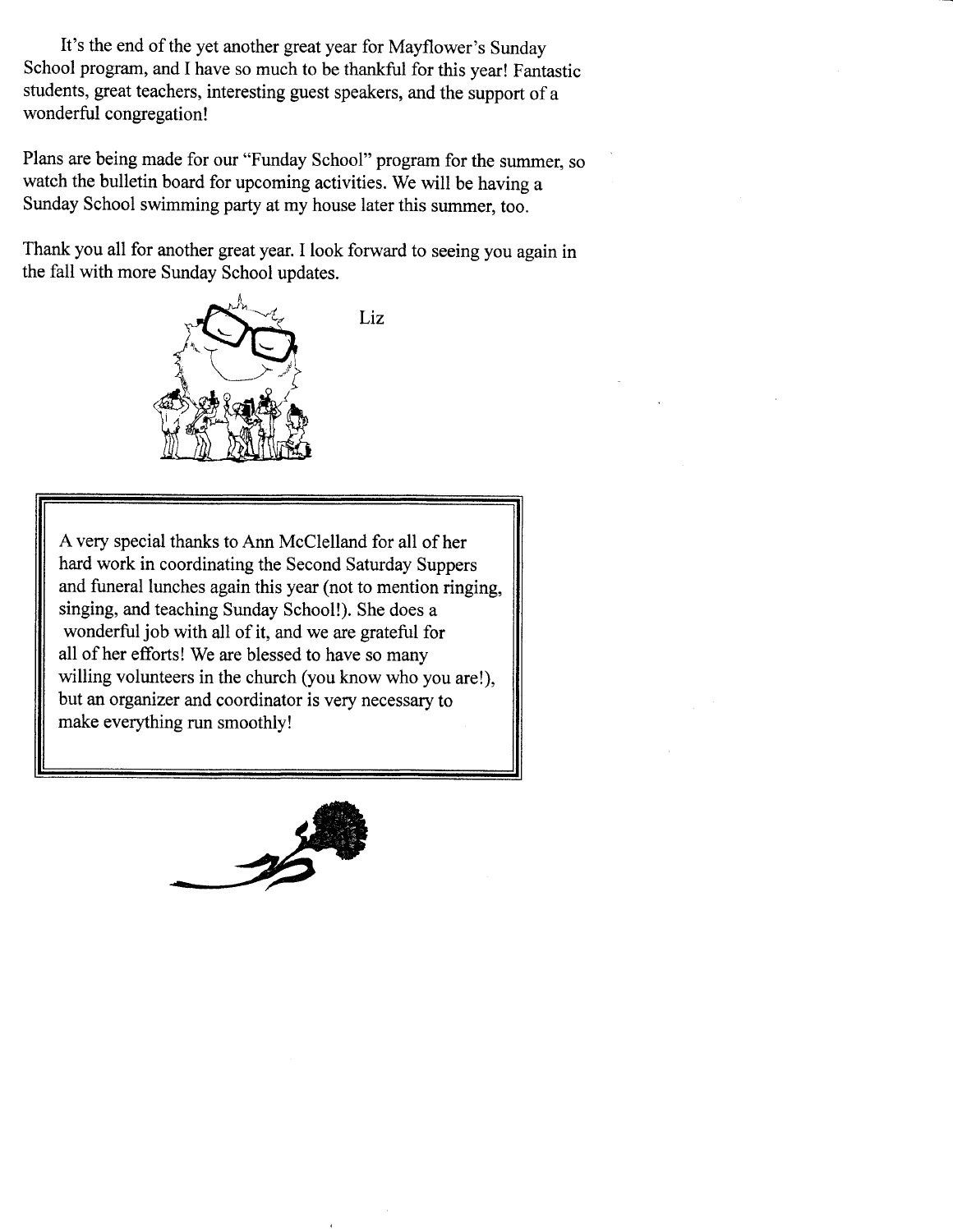It's the end of the yet another great year for Mayflower's Sunday School program, and I have so much to be thankful for this year! Fantastic students, great teachers, interesting guest speakers, and the support of a wonderful congregation!

Plans are being made for our "Funday School" program for the summer, so watch the bulletin board for upcoming activities. We will be having a Sunday School swimming party at my house later this summer, too.

Thank you all for another great year. I look forward to seeing you again in the fall with more Sunday School updates.

Liz

A very special thanks to Ann McClelland for all of her hard work in coordinating the Second Saturday Suppers and funeral lunches again this year (not to mention ringing, singing, and teaching Sunday School!). She does a wonderful job with all of it, and we are grateful for all of her efforts! We are blessed to have so many willing volunteers in the church (you know who you are!), but an organizer and coordinator is very necessary to make everything run smoothly!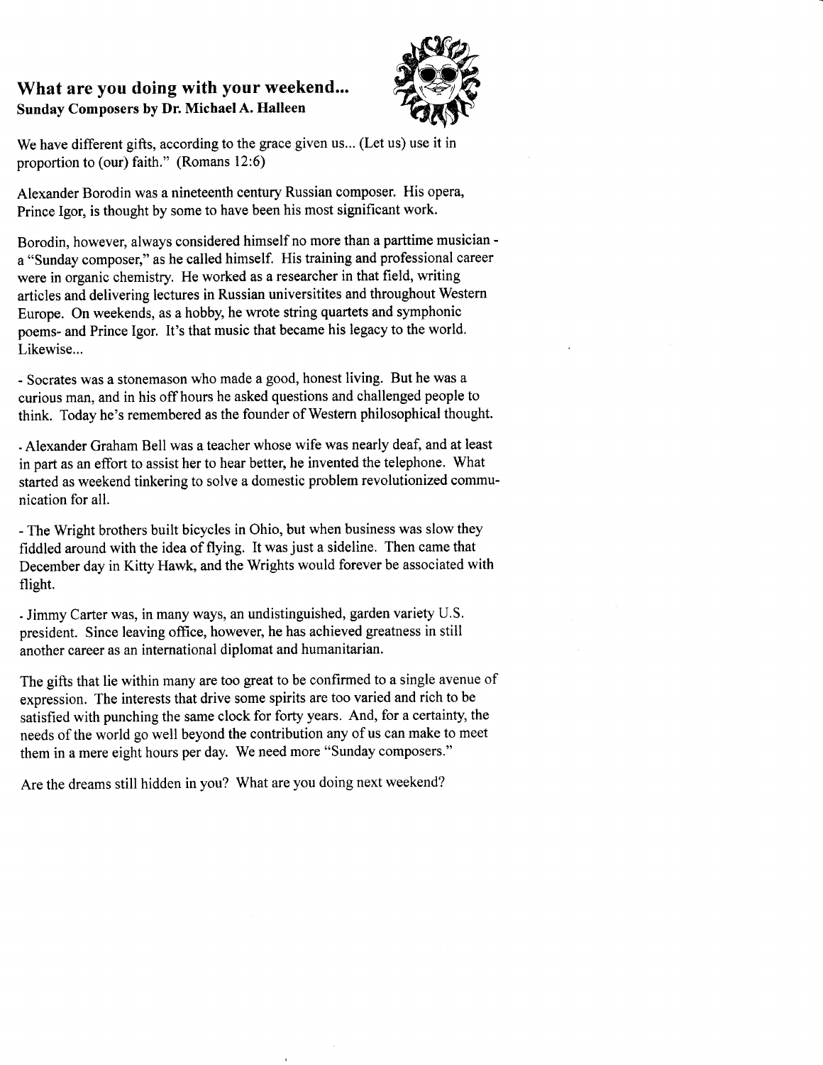## What are you doing with your weekend...

**Sunday Composers by Dr. Michael A. Halleen**

We have different gifts, according to the grace given us... (Let us) use it in proportion to (our) faith." (Romans 12:6)

Alexander Borodin was a nineteenth century Russian composer. His opera, Prince Igor, is thought by some to have been his most significant work.

Borodin, however, always considered himself no more than a parttime musician - a "Sunday composer," as he called himself. His training and professional career were in organic chemistry. He worked as a researcher in that field, writing articles and delivering lectures in Russian universitites and throughout Western Europe. On weekends, as a hobby, he wrote string quartets and symphonic poems- and Prince Igor. It's that music that became his legacy to the world. Likewise...

- Socrates was a stonemason who made a good, honest living. But he was a curious man, and in his off hours he asked questions and challenged people to think. Today he's remembered as the founder of Western philosophical thought.

- Alexander Graham Bell was a teacher whose wife was nearly deaf, and at least in part as an effort to assist her to hear better, he invented the telephone. What started as weekend tinkering to solve a domestic problem revolutionized communication for all.

- The Wright brothers built bicycles in Ohio, but when business was slow they fiddled around with the idea of flying. It was just a sideline. Then came that December day in Kitty Hawk, and the Wrights would forever be associated with flight.

- Jimmy Carter was, in many ways, an undistinguished, garden variety U.S. president. Since leaving office, however, he has achieved greatness in still another career as an international diplomat and humanitarian.

The gifts that lie within many are too great to be confirmed to a single avenue of expression. The interests that drive some spirits are too varied and rich to be satisfied with punching the same clock for forty years. And, for a certainty, the needs of the world go well beyond the contribution any of us can make to meet them in a mere eight hours per day. We need more "Sunday composers."

Are the dreams still hidden in you? What are you doing next weekend?